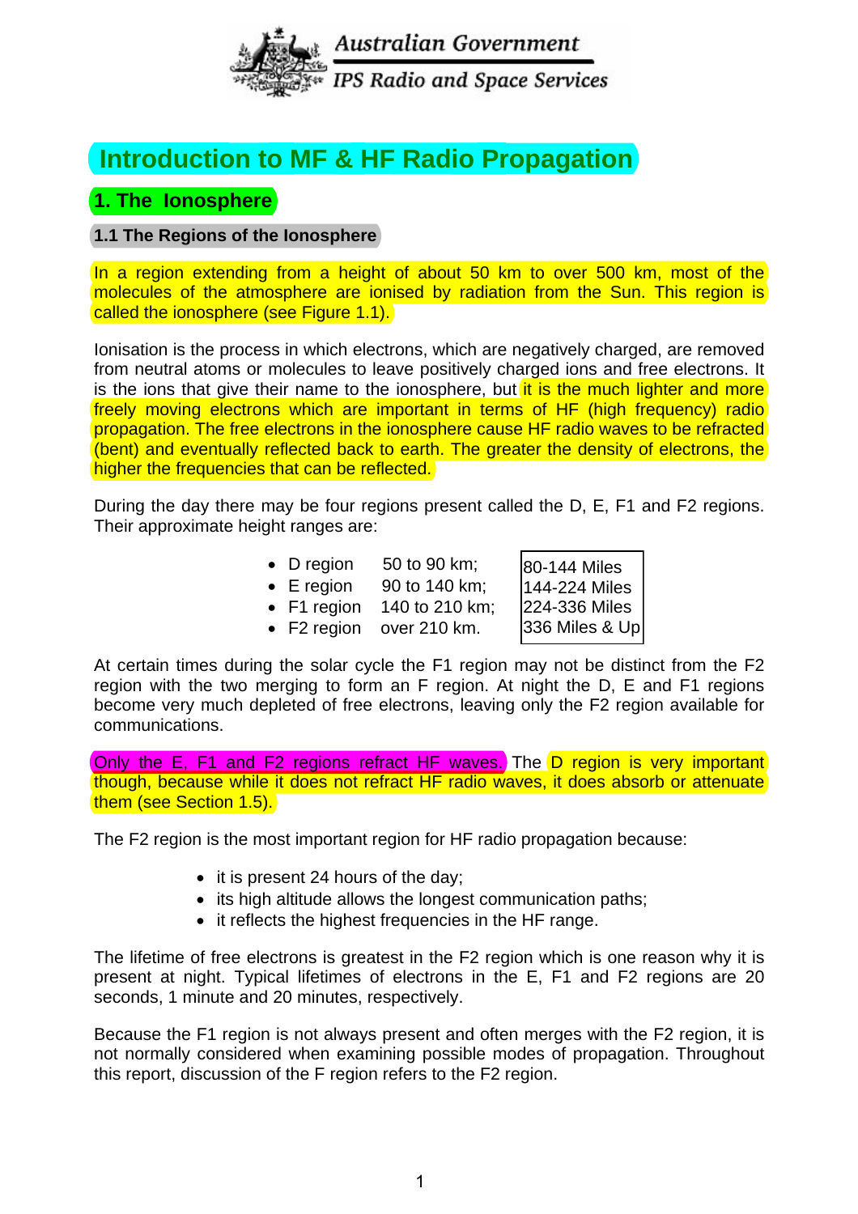Australian Government
IPS Radio and Space Services

# Introduction to MF & HF Radio Propagation

## 1. The Ionosphere

### 1.1 The Regions of the Ionosphere

In a region extending from a height of about 50 km to over 500 km, most of the molecules of the atmosphere are ionised by radiation from the Sun. This region is called the ionosphere (see Figure 1.1).

Ionisation is the process in which electrons, which are negatively charged, are removed from neutral atoms or molecules to leave positively charged ions and free electrons. It is the ions that give their name to the ionosphere, but it is the much lighter and more freely moving electrons which are important in terms of HF (high frequency) radio propagation. The free electrons in the ionosphere cause HF radio waves to be refracted (bent) and eventually reflected back to earth. The greater the density of electrons, the higher the frequencies that can be reflected.

During the day there may be four regions present called the D, E, F1 and F2 regions. Their approximate height ranges are:

- D region 50 to 90 km;
- E region 90 to 140 km;
- F1 region 140 to 210 km;
- F2 region over 210 km.

| |
|---|
| 80-144 Miles |
| 144-224 Miles |
| 224-336 Miles |
| 336 Miles & Up |

At certain times during the solar cycle the F1 region may not be distinct from the F2 region with the two merging to form an F region. At night the D, E and F1 regions become very much depleted of free electrons, leaving only the F2 region available for communications.

Only the E, F1 and F2 regions refract HF waves. The D region is very important though, because while it does not refract HF radio waves, it does absorb or attenuate them (see Section 1.5).

The F2 region is the most important region for HF radio propagation because:

- it is present 24 hours of the day;
- its high altitude allows the longest communication paths;
- it reflects the highest frequencies in the HF range.

The lifetime of free electrons is greatest in the F2 region which is one reason why it is present at night. Typical lifetimes of electrons in the E, F1 and F2 regions are 20 seconds, 1 minute and 20 minutes, respectively.

Because the F1 region is not always present and often merges with the F2 region, it is not normally considered when examining possible modes of propagation. Throughout this report, discussion of the F region refers to the F2 region.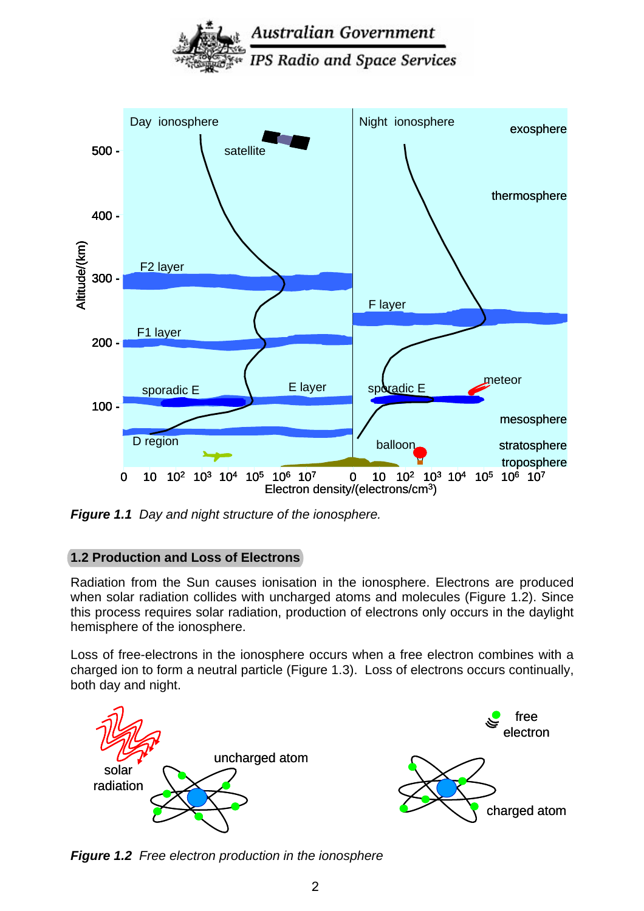*Figure 1.1  Day and night structure of the ionosphere.*

## 1.2 Production and Loss of Electrons

Radiation from the Sun causes ionisation in the ionosphere. Electrons are produced when solar radiation collides with uncharged atoms and molecules (Figure 1.2). Since this process requires solar radiation, production of electrons only occurs in the daylight hemisphere of the ionosphere.

Loss of free-electrons in the ionosphere occurs when a free electron combines with a charged ion to form a neutral particle (Figure 1.3). Loss of electrons occurs continually, both day and night.

*Figure 1.2  Free electron production in the ionosphere*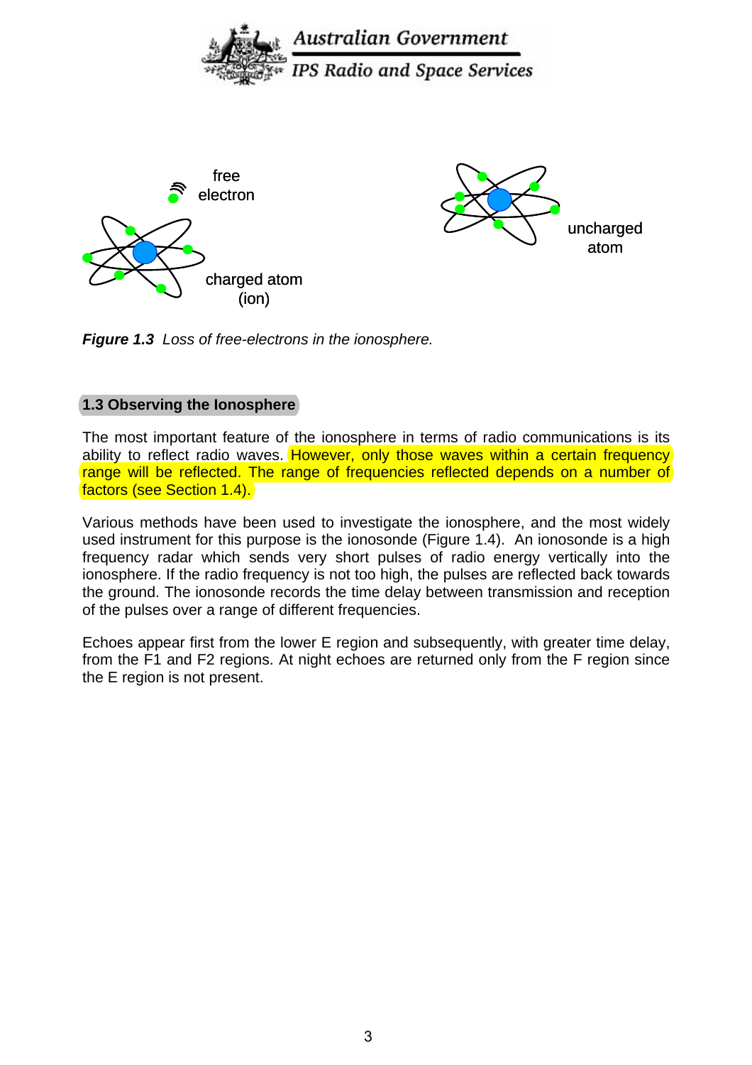free electron

charged atom (ion)

uncharged atom

***Figure 1.3*** *Loss of free-electrons in the ionosphere.*

### 1.3 Observing the Ionosphere

The most important feature of the ionosphere in terms of radio communications is its ability to reflect radio waves. However, only those waves within a certain frequency range will be reflected. The range of frequencies reflected depends on a number of factors (see Section 1.4).

Various methods have been used to investigate the ionosphere, and the most widely used instrument for this purpose is the ionosonde (Figure 1.4). An ionosonde is a high frequency radar which sends very short pulses of radio energy vertically into the ionosphere. If the radio frequency is not too high, the pulses are reflected back towards the ground. The ionosonde records the time delay between transmission and reception of the pulses over a range of different frequencies.

Echoes appear first from the lower E region and subsequently, with greater time delay, from the F1 and F2 regions. At night echoes are returned only from the F region since the E region is not present.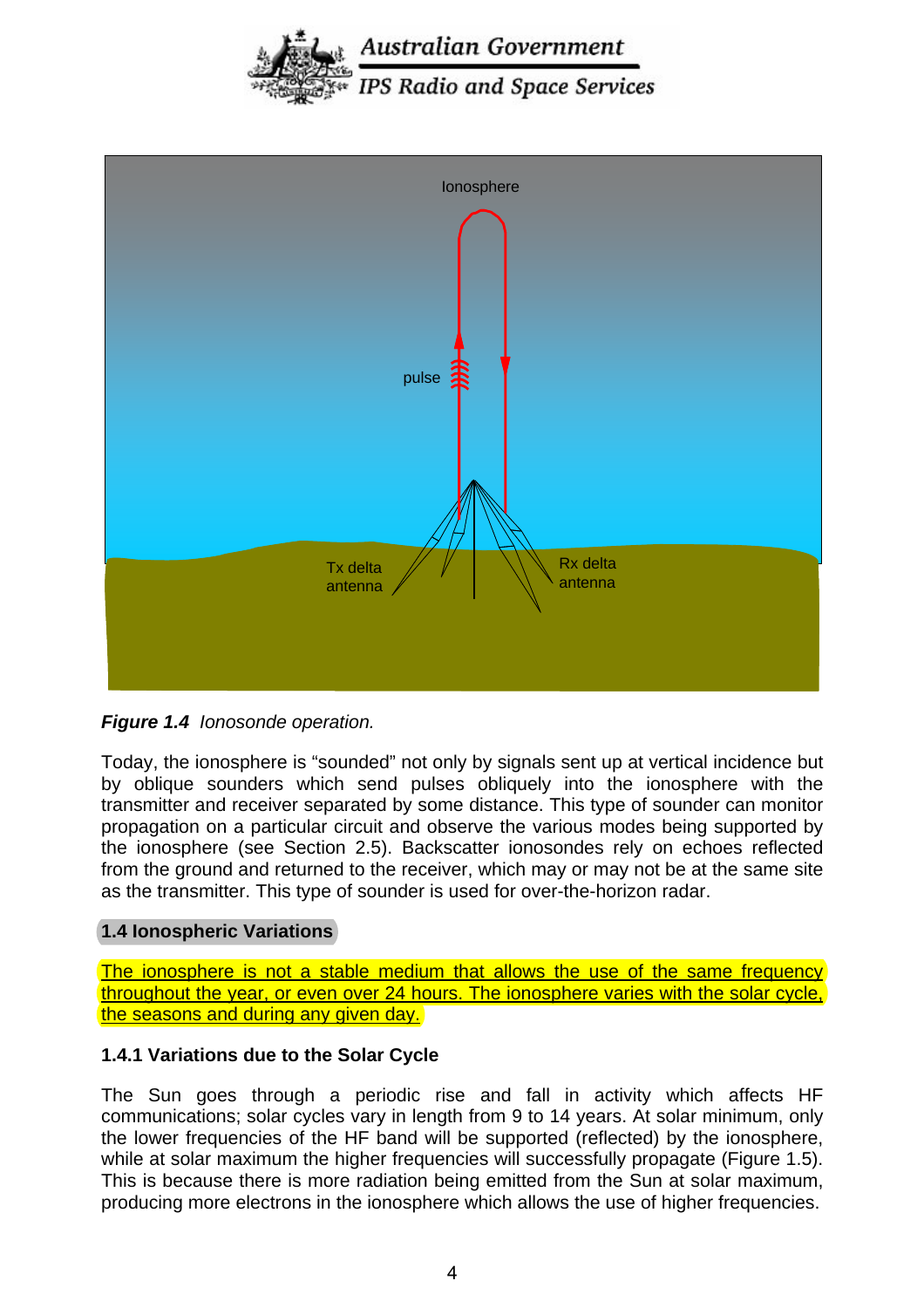*Figure 1.4 Ionosonde operation.*

Today, the ionosphere is "sounded" not only by signals sent up at vertical incidence but by oblique sounders which send pulses obliquely into the ionosphere with the transmitter and receiver separated by some distance. This type of sounder can monitor propagation on a particular circuit and observe the various modes being supported by the ionosphere (see Section 2.5). Backscatter ionosondes rely on echoes reflected from the ground and returned to the receiver, which may or may not be at the same site as the transmitter. This type of sounder is used for over-the-horizon radar.

## 1.4 Ionospheric Variations

The ionosphere is not a stable medium that allows the use of the same frequency throughout the year, or even over 24 hours. The ionosphere varies with the solar cycle, the seasons and during any given day.

### 1.4.1 Variations due to the Solar Cycle

The Sun goes through a periodic rise and fall in activity which affects HF communications; solar cycles vary in length from 9 to 14 years. At solar minimum, only the lower frequencies of the HF band will be supported (reflected) by the ionosphere, while at solar maximum the higher frequencies will successfully propagate (Figure 1.5). This is because there is more radiation being emitted from the Sun at solar maximum, producing more electrons in the ionosphere which allows the use of higher frequencies.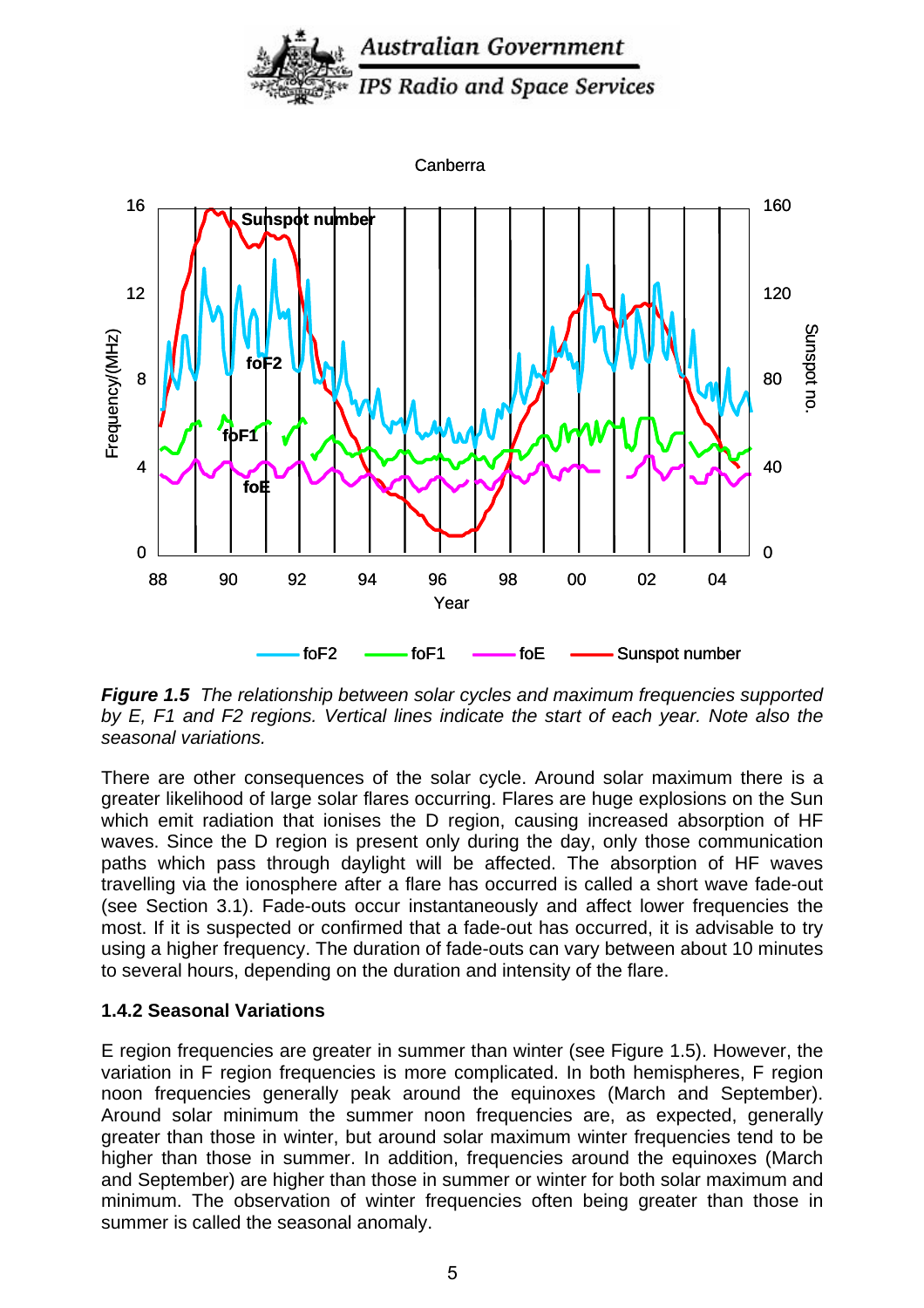**Figure 1.5** *The relationship between solar cycles and maximum frequencies supported by E, F1 and F2 regions. Vertical lines indicate the start of each year. Note also the seasonal variations.*

There are other consequences of the solar cycle. Around solar maximum there is a greater likelihood of large solar flares occurring. Flares are huge explosions on the Sun which emit radiation that ionises the D region, causing increased absorption of HF waves. Since the D region is present only during the day, only those communication paths which pass through daylight will be affected. The absorption of HF waves travelling via the ionosphere after a flare has occurred is called a short wave fade-out (see Section 3.1). Fade-outs occur instantaneously and affect lower frequencies the most. If it is suspected or confirmed that a fade-out has occurred, it is advisable to try using a higher frequency. The duration of fade-outs can vary between about 10 minutes to several hours, depending on the duration and intensity of the flare.

### 1.4.2 Seasonal Variations

E region frequencies are greater in summer than winter (see Figure 1.5). However, the variation in F region frequencies is more complicated. In both hemispheres, F region noon frequencies generally peak around the equinoxes (March and September). Around solar minimum the summer noon frequencies are, as expected, generally greater than those in winter, but around solar maximum winter frequencies tend to be higher than those in summer. In addition, frequencies around the equinoxes (March and September) are higher than those in summer or winter for both solar maximum and minimum. The observation of winter frequencies often being greater than those in summer is called the seasonal anomaly.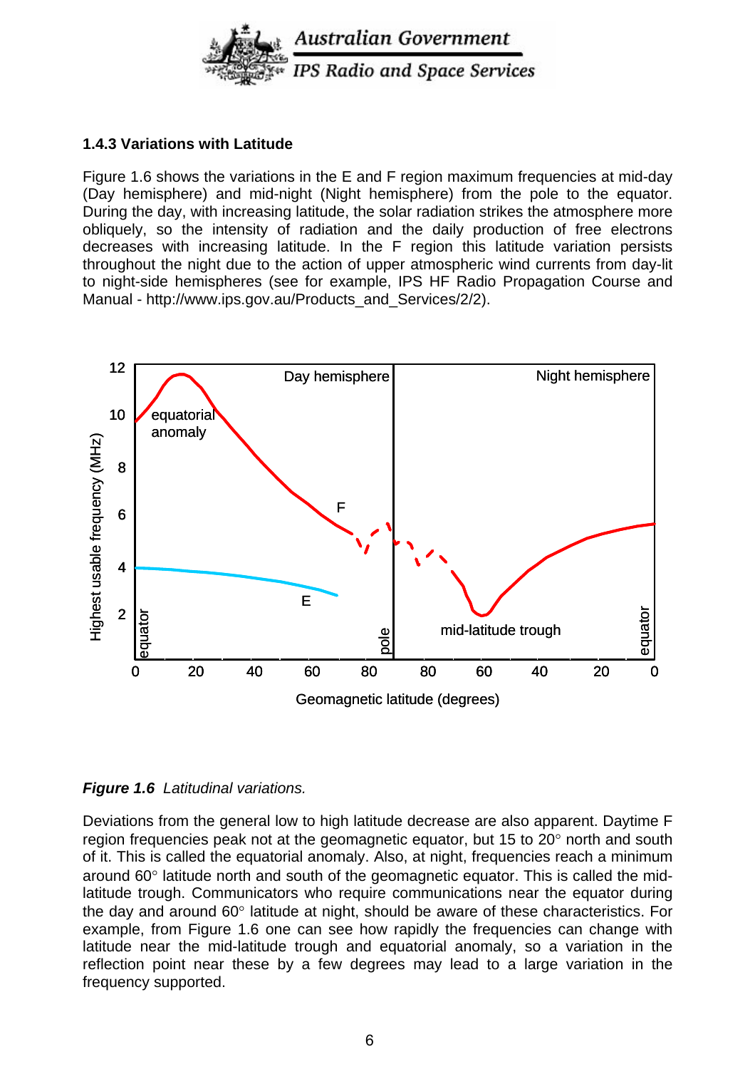### 1.4.3 Variations with Latitude

Figure 1.6 shows the variations in the E and F region maximum frequencies at mid-day (Day hemisphere) and mid-night (Night hemisphere) from the pole to the equator. During the day, with increasing latitude, the solar radiation strikes the atmosphere more obliquely, so the intensity of radiation and the daily production of free electrons decreases with increasing latitude. In the F region this latitude variation persists throughout the night due to the action of upper atmospheric wind currents from day-lit to night-side hemispheres (see for example, IPS HF Radio Propagation Course and Manual - http://www.ips.gov.au/Products_and_Services/2/2).

***Figure 1.6*** *Latitudinal variations.*

Deviations from the general low to high latitude decrease are also apparent. Daytime F region frequencies peak not at the geomagnetic equator, but 15 to 20° north and south of it. This is called the equatorial anomaly. Also, at night, frequencies reach a minimum around 60° latitude north and south of the geomagnetic equator. This is called the mid-latitude trough. Communicators who require communications near the equator during the day and around 60° latitude at night, should be aware of these characteristics. For example, from Figure 1.6 one can see how rapidly the frequencies can change with latitude near the mid-latitude trough and equatorial anomaly, so a variation in the reflection point near these by a few degrees may lead to a large variation in the frequency supported.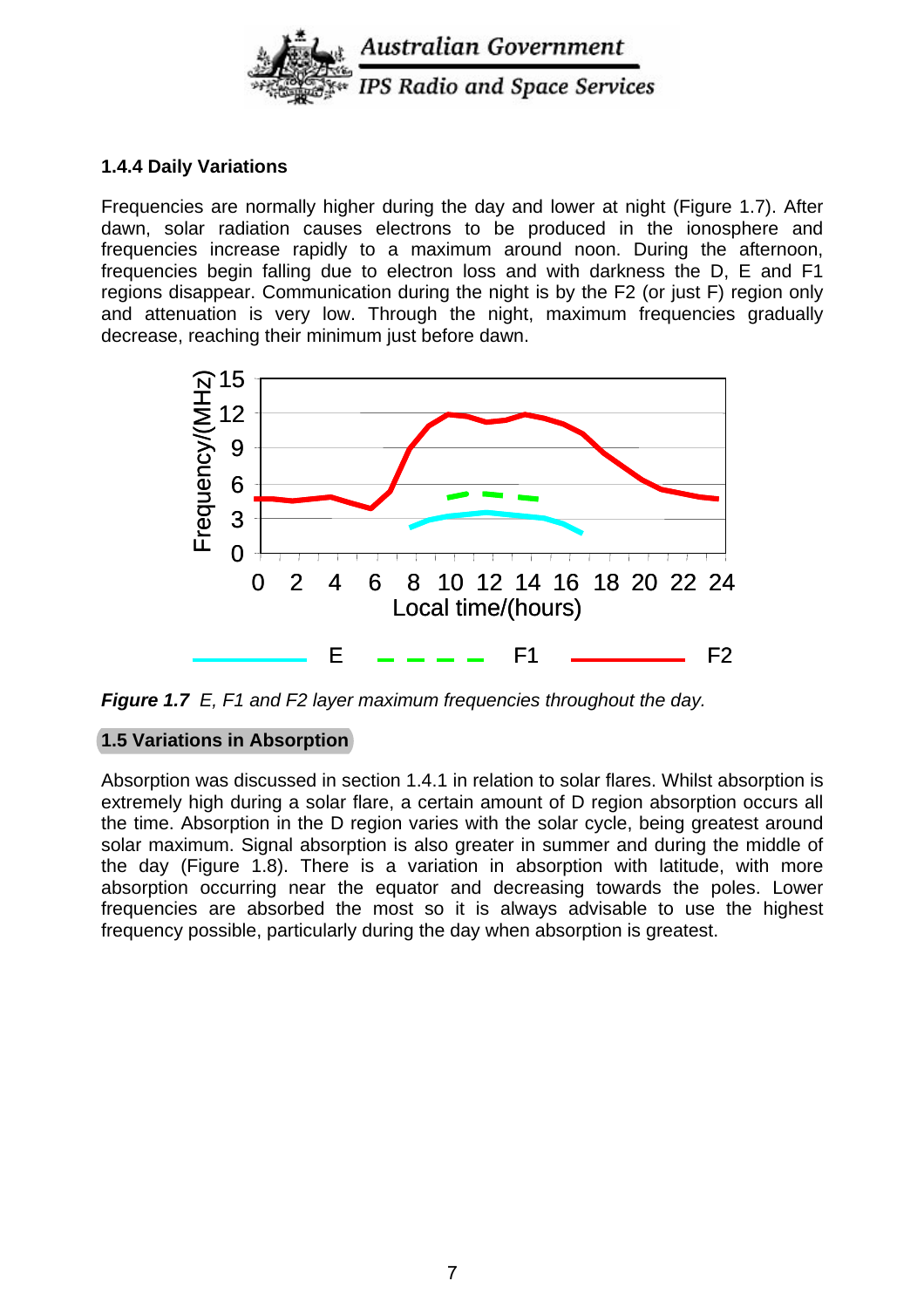### 1.4.4 Daily Variations

Frequencies are normally higher during the day and lower at night (Figure 1.7). After dawn, solar radiation causes electrons to be produced in the ionosphere and frequencies increase rapidly to a maximum around noon. During the afternoon, frequencies begin falling due to electron loss and with darkness the D, E and F1 regions disappear. Communication during the night is by the F2 (or just F) region only and attenuation is very low. Through the night, maximum frequencies gradually decrease, reaching their minimum just before dawn.

***Figure 1.7*** *E, F1 and F2 layer maximum frequencies throughout the day.*

## 1.5 Variations in Absorption

Absorption was discussed in section 1.4.1 in relation to solar flares. Whilst absorption is extremely high during a solar flare, a certain amount of D region absorption occurs all the time. Absorption in the D region varies with the solar cycle, being greatest around solar maximum. Signal absorption is also greater in summer and during the middle of the day (Figure 1.8). There is a variation in absorption with latitude, with more absorption occurring near the equator and decreasing towards the poles. Lower frequencies are absorbed the most so it is always advisable to use the highest frequency possible, particularly during the day when absorption is greatest.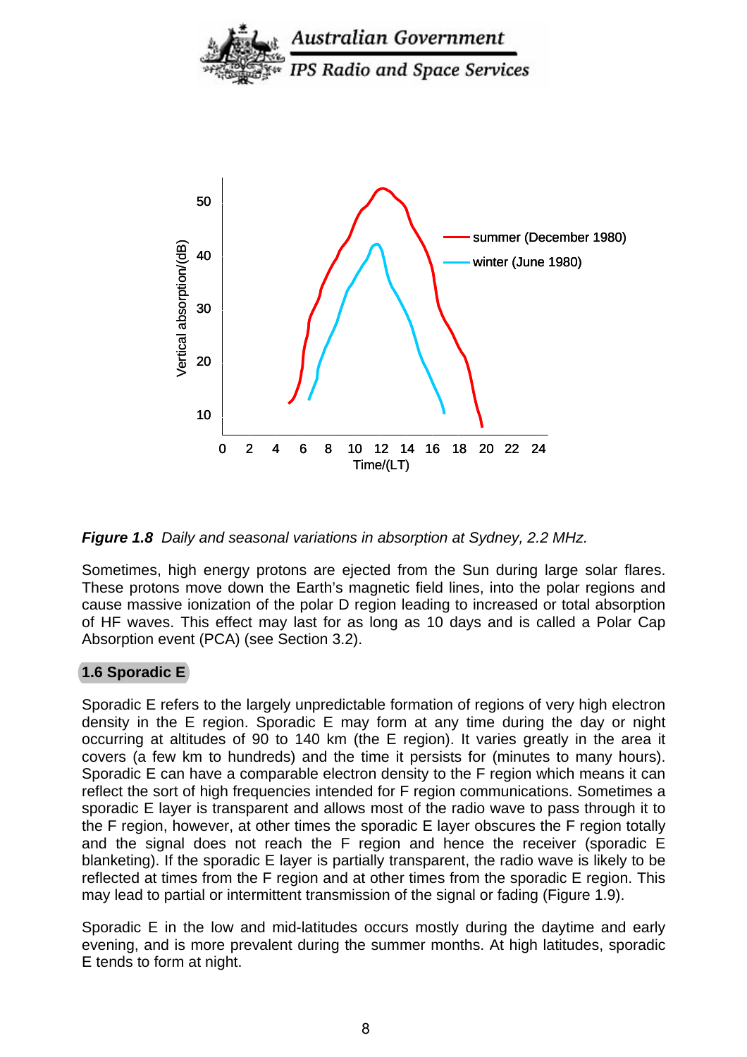*__Figure 1.8__ Daily and seasonal variations in absorption at Sydney, 2.2 MHz.*

Sometimes, high energy protons are ejected from the Sun during large solar flares. These protons move down the Earth's magnetic field lines, into the polar regions and cause massive ionization of the polar D region leading to increased or total absorption of HF waves. This effect may last for as long as 10 days and is called a Polar Cap Absorption event (PCA) (see Section 3.2).

## 1.6 Sporadic E

Sporadic E refers to the largely unpredictable formation of regions of very high electron density in the E region. Sporadic E may form at any time during the day or night occurring at altitudes of 90 to 140 km (the E region). It varies greatly in the area it covers (a few km to hundreds) and the time it persists for (minutes to many hours). Sporadic E can have a comparable electron density to the F region which means it can reflect the sort of high frequencies intended for F region communications. Sometimes a sporadic E layer is transparent and allows most of the radio wave to pass through it to the F region, however, at other times the sporadic E layer obscures the F region totally and the signal does not reach the F region and hence the receiver (sporadic E blanketing). If the sporadic E layer is partially transparent, the radio wave is likely to be reflected at times from the F region and at other times from the sporadic E region. This may lead to partial or intermittent transmission of the signal or fading (Figure 1.9).

Sporadic E in the low and mid-latitudes occurs mostly during the daytime and early evening, and is more prevalent during the summer months. At high latitudes, sporadic E tends to form at night.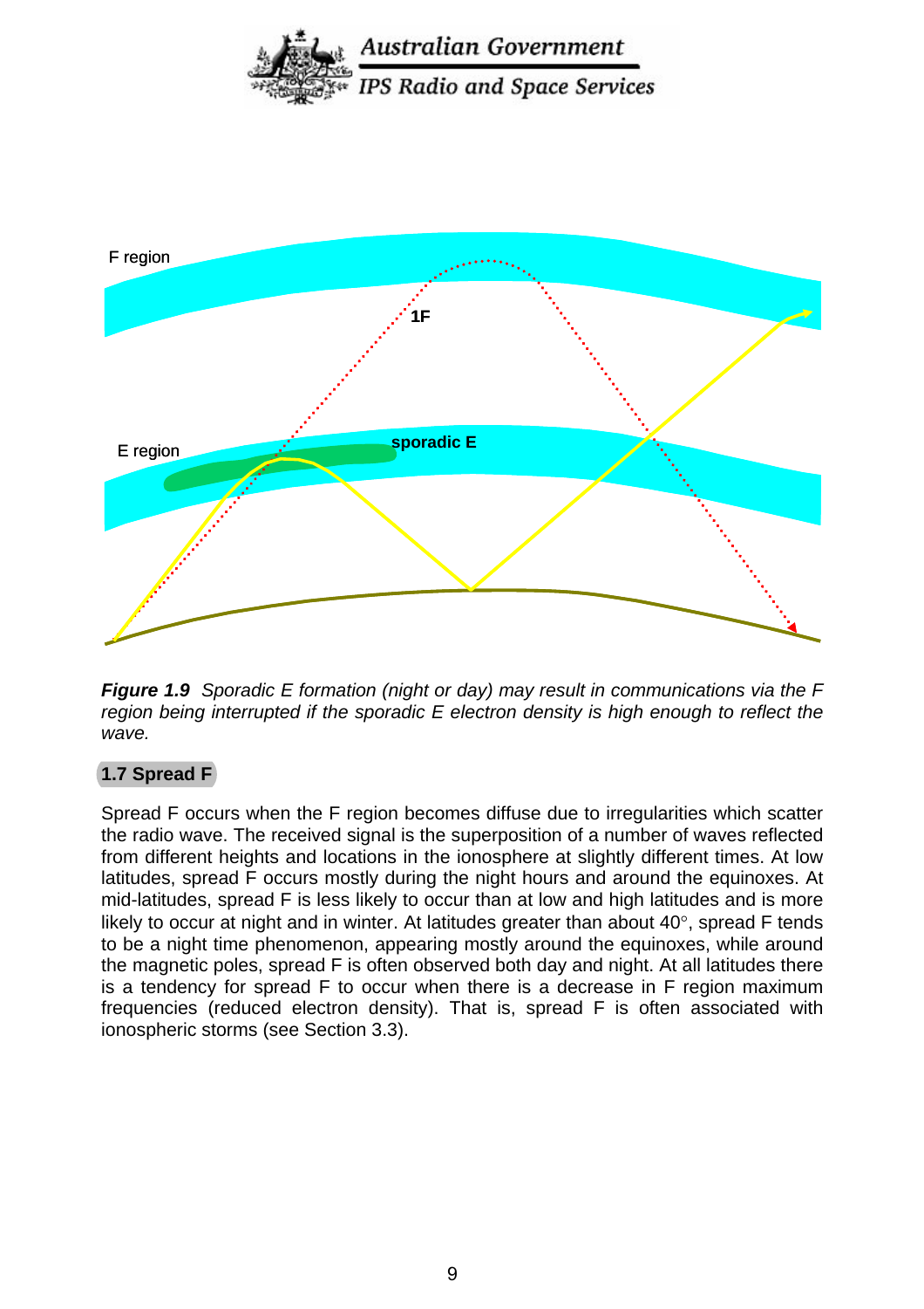***Figure 1.9*** *Sporadic E formation (night or day) may result in communications via the F region being interrupted if the sporadic E electron density is high enough to reflect the wave.*

## 1.7 Spread F

Spread F occurs when the F region becomes diffuse due to irregularities which scatter the radio wave. The received signal is the superposition of a number of waves reflected from different heights and locations in the ionosphere at slightly different times. At low latitudes, spread F occurs mostly during the night hours and around the equinoxes. At mid-latitudes, spread F is less likely to occur than at low and high latitudes and is more likely to occur at night and in winter. At latitudes greater than about 40°, spread F tends to be a night time phenomenon, appearing mostly around the equinoxes, while around the magnetic poles, spread F is often observed both day and night. At all latitudes there is a tendency for spread F to occur when there is a decrease in F region maximum frequencies (reduced electron density). That is, spread F is often associated with ionospheric storms (see Section 3.3).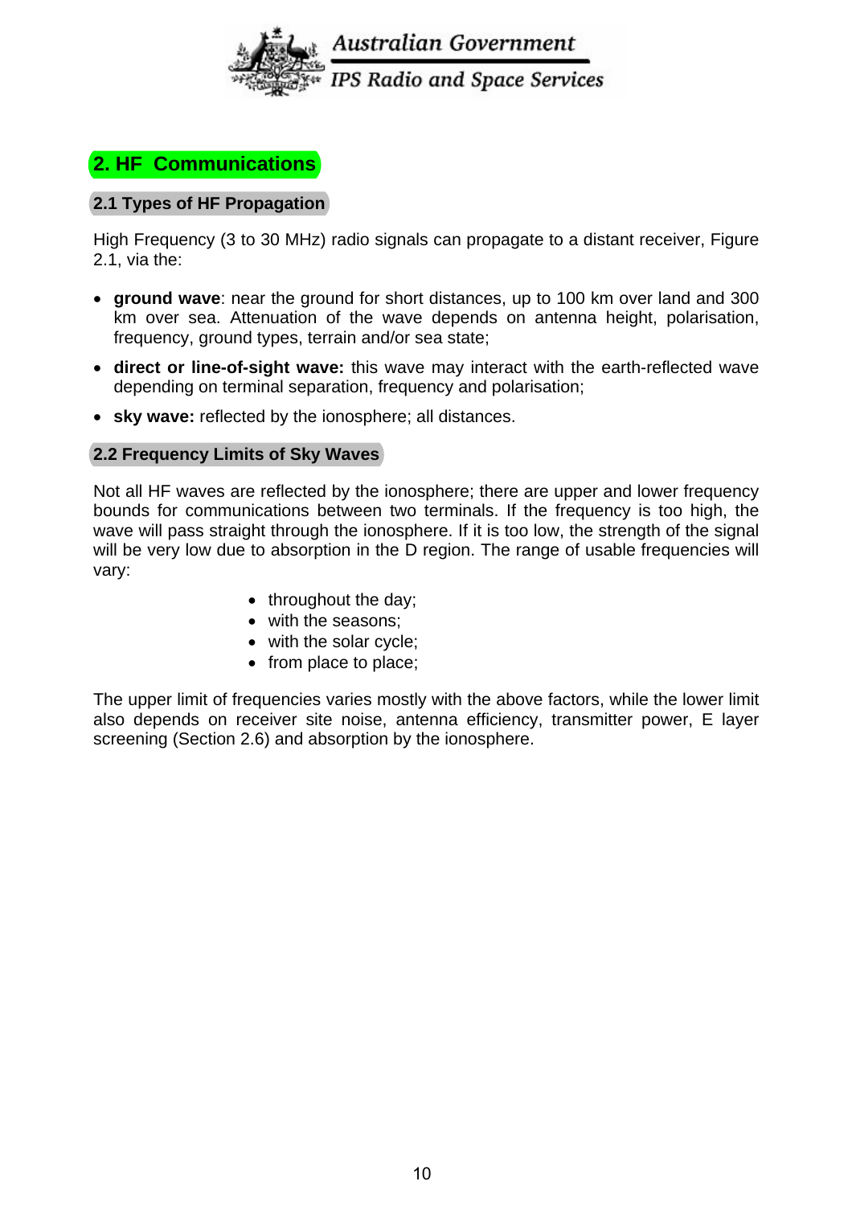## 2. HF Communications

### 2.1 Types of HF Propagation

High Frequency (3 to 30 MHz) radio signals can propagate to a distant receiver, Figure 2.1, via the:

- **ground wave**: near the ground for short distances, up to 100 km over land and 300 km over sea. Attenuation of the wave depends on antenna height, polarisation, frequency, ground types, terrain and/or sea state;
- **direct or line-of-sight wave:** this wave may interact with the earth-reflected wave depending on terminal separation, frequency and polarisation;
- **sky wave:** reflected by the ionosphere; all distances.

### 2.2 Frequency Limits of Sky Waves

Not all HF waves are reflected by the ionosphere; there are upper and lower frequency bounds for communications between two terminals. If the frequency is too high, the wave will pass straight through the ionosphere. If it is too low, the strength of the signal will be very low due to absorption in the D region. The range of usable frequencies will vary:

- throughout the day;
- with the seasons;
- with the solar cycle;
- from place to place;

The upper limit of frequencies varies mostly with the above factors, while the lower limit also depends on receiver site noise, antenna efficiency, transmitter power, E layer screening (Section 2.6) and absorption by the ionosphere.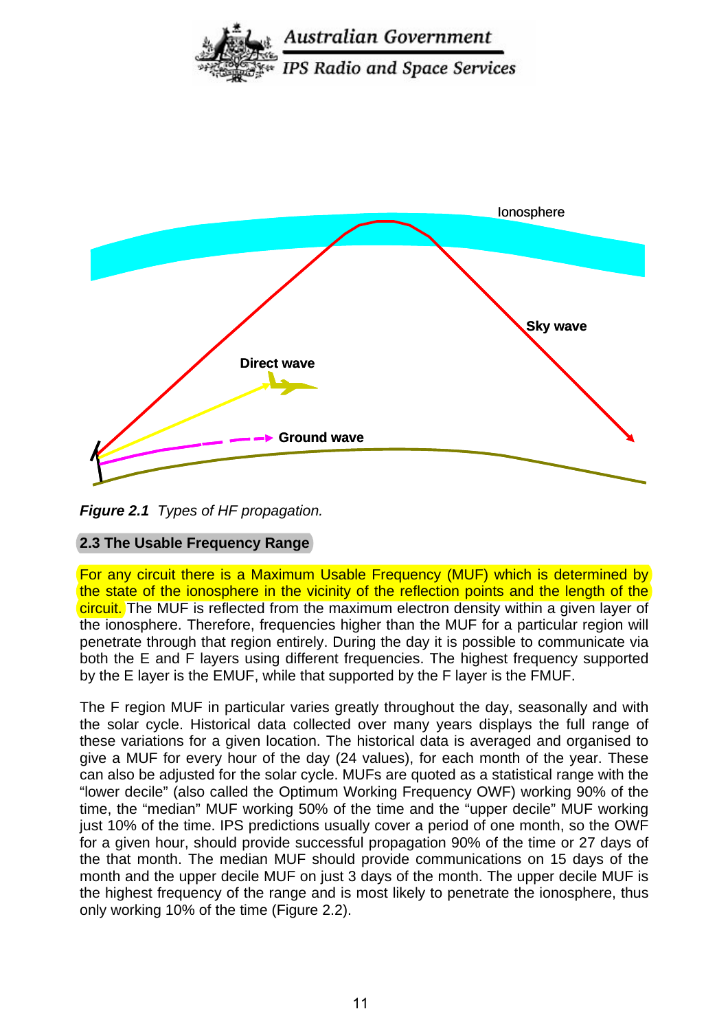*Figure 2.1*  *Types of HF propagation.*

## 2.3 The Usable Frequency Range

For any circuit there is a Maximum Usable Frequency (MUF) which is determined by the state of the ionosphere in the vicinity of the reflection points and the length of the circuit. The MUF is reflected from the maximum electron density within a given layer of the ionosphere. Therefore, frequencies higher than the MUF for a particular region will penetrate through that region entirely. During the day it is possible to communicate via both the E and F layers using different frequencies. The highest frequency supported by the E layer is the EMUF, while that supported by the F layer is the FMUF.

The F region MUF in particular varies greatly throughout the day, seasonally and with the solar cycle. Historical data collected over many years displays the full range of these variations for a given location. The historical data is averaged and organised to give a MUF for every hour of the day (24 values), for each month of the year. These can also be adjusted for the solar cycle. MUFs are quoted as a statistical range with the "lower decile" (also called the Optimum Working Frequency OWF) working 90% of the time, the "median" MUF working 50% of the time and the "upper decile" MUF working just 10% of the time. IPS predictions usually cover a period of one month, so the OWF for a given hour, should provide successful propagation 90% of the time or 27 days of the that month. The median MUF should provide communications on 15 days of the month and the upper decile MUF on just 3 days of the month. The upper decile MUF is the highest frequency of the range and is most likely to penetrate the ionosphere, thus only working 10% of the time (Figure 2.2).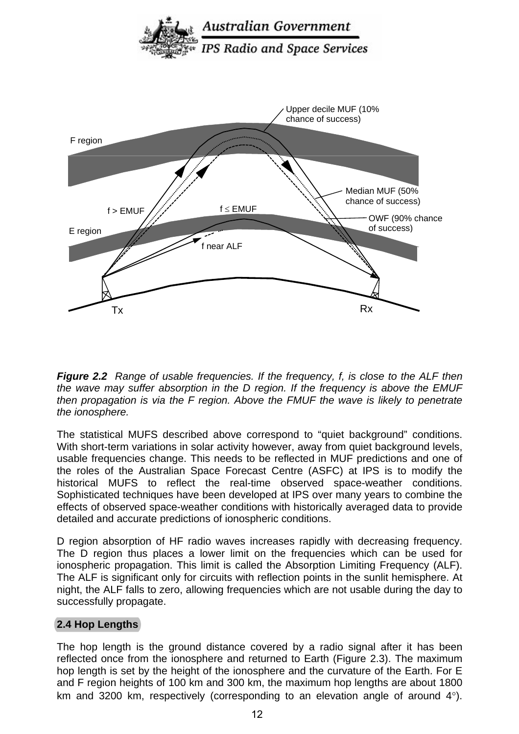**Figure 2.2** *Range of usable frequencies. If the frequency, f, is close to the ALF then the wave may suffer absorption in the D region. If the frequency is above the EMUF then propagation is via the F region. Above the FMUF the wave is likely to penetrate the ionosphere.*

The statistical MUFS described above correspond to “quiet background” conditions. With short-term variations in solar activity however, away from quiet background levels, usable frequencies change. This needs to be reflected in MUF predictions and one of the roles of the Australian Space Forecast Centre (ASFC) at IPS is to modify the historical MUFS to reflect the real-time observed space-weather conditions. Sophisticated techniques have been developed at IPS over many years to combine the effects of observed space-weather conditions with historically averaged data to provide detailed and accurate predictions of ionospheric conditions.

D region absorption of HF radio waves increases rapidly with decreasing frequency. The D region thus places a lower limit on the frequencies which can be used for ionospheric propagation. This limit is called the Absorption Limiting Frequency (ALF). The ALF is significant only for circuits with reflection points in the sunlit hemisphere. At night, the ALF falls to zero, allowing frequencies which are not usable during the day to successfully propagate.

## 2.4 Hop Lengths

The hop length is the ground distance covered by a radio signal after it has been reflected once from the ionosphere and returned to Earth (Figure 2.3). The maximum hop length is set by the height of the ionosphere and the curvature of the Earth. For E and F region heights of 100 km and 300 km, the maximum hop lengths are about 1800 km and 3200 km, respectively (corresponding to an elevation angle of around 4°).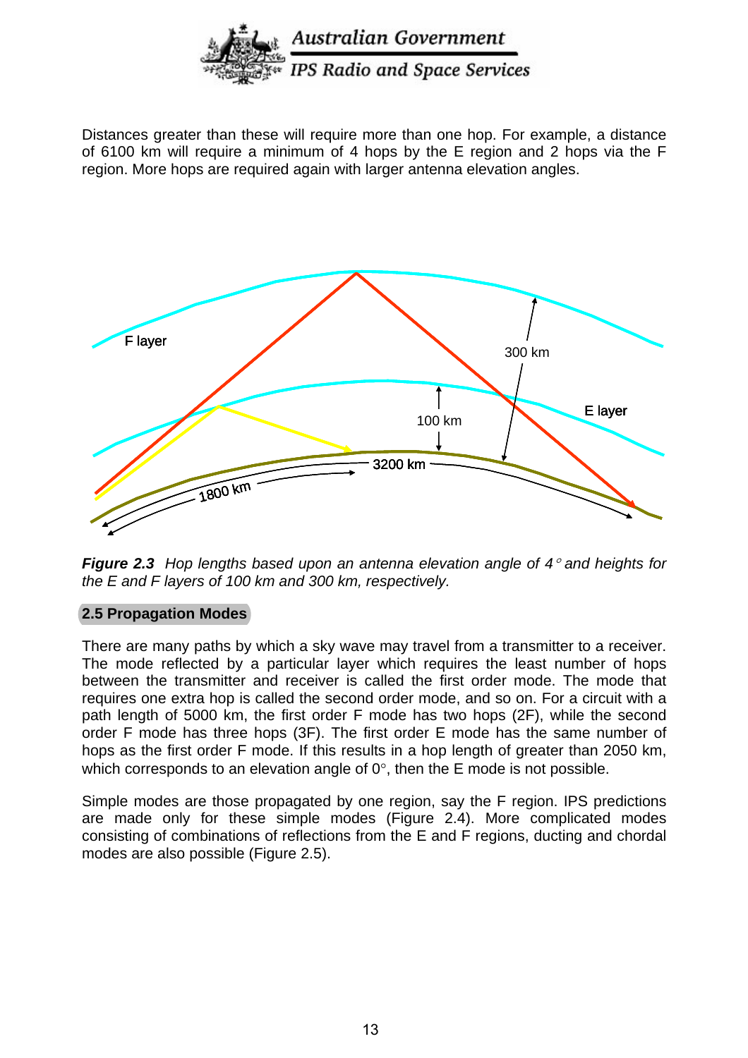Distances greater than these will require more than one hop. For example, a distance of 6100 km will require a minimum of 4 hops by the E region and 2 hops via the F region. More hops are required again with larger antenna elevation angles.

***Figure 2.3*** *Hop lengths based upon an antenna elevation angle of 4° and heights for the E and F layers of 100 km and 300 km, respectively.*

## 2.5 Propagation Modes

There are many paths by which a sky wave may travel from a transmitter to a receiver. The mode reflected by a particular layer which requires the least number of hops between the transmitter and receiver is called the first order mode. The mode that requires one extra hop is called the second order mode, and so on. For a circuit with a path length of 5000 km, the first order F mode has two hops (2F), while the second order F mode has three hops (3F). The first order E mode has the same number of hops as the first order F mode. If this results in a hop length of greater than 2050 km, which corresponds to an elevation angle of 0°, then the E mode is not possible.

Simple modes are those propagated by one region, say the F region. IPS predictions are made only for these simple modes (Figure 2.4). More complicated modes consisting of combinations of reflections from the E and F regions, ducting and chordal modes are also possible (Figure 2.5).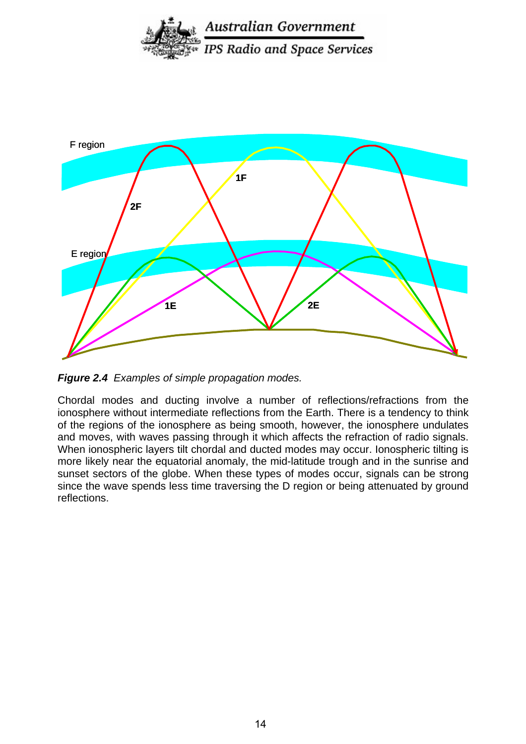*Figure 2.4 Examples of simple propagation modes.*

Chordal modes and ducting involve a number of reflections/refractions from the ionosphere without intermediate reflections from the Earth. There is a tendency to think of the regions of the ionosphere as being smooth, however, the ionosphere undulates and moves, with waves passing through it which affects the refraction of radio signals. When ionospheric layers tilt chordal and ducted modes may occur. Ionospheric tilting is more likely near the equatorial anomaly, the mid-latitude trough and in the sunrise and sunset sectors of the globe. When these types of modes occur, signals can be strong since the wave spends less time traversing the D region or being attenuated by ground reflections.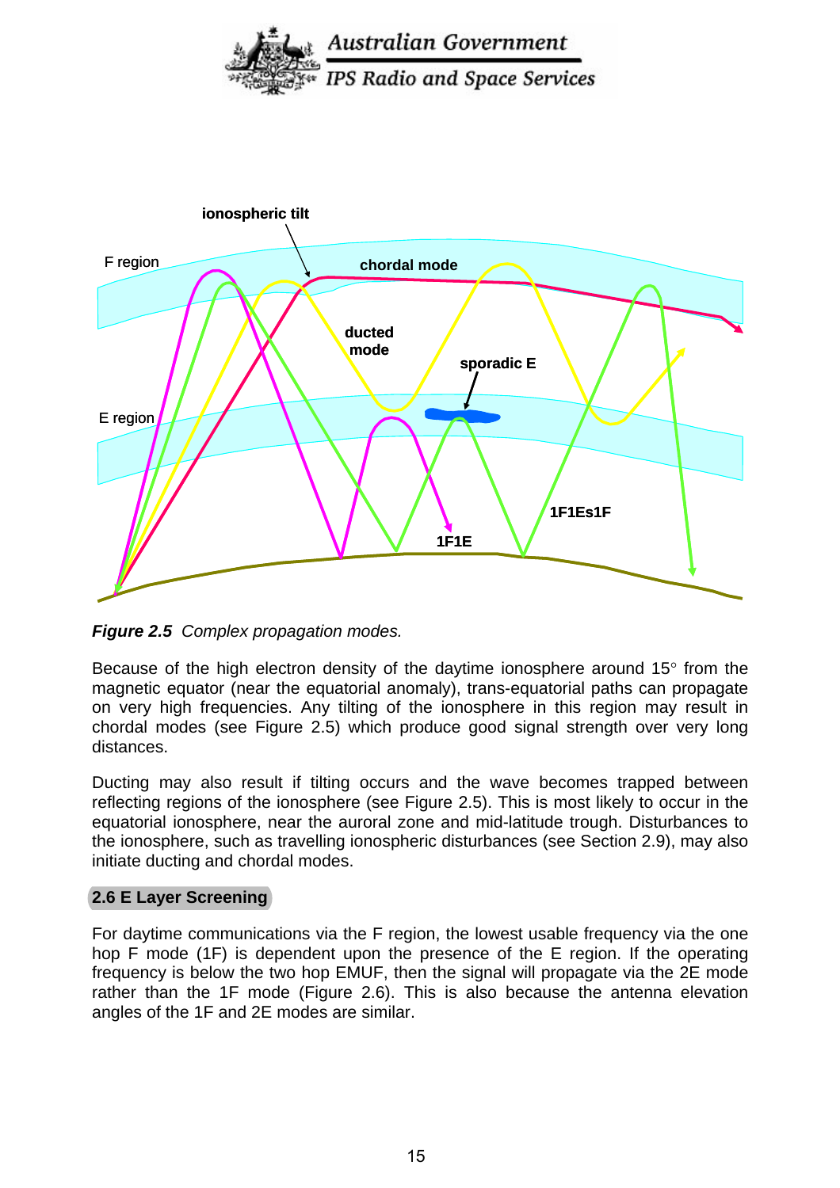*Figure 2.5 Complex propagation modes.*

Because of the high electron density of the daytime ionosphere around 15° from the magnetic equator (near the equatorial anomaly), trans-equatorial paths can propagate on very high frequencies. Any tilting of the ionosphere in this region may result in chordal modes (see Figure 2.5) which produce good signal strength over very long distances.

Ducting may also result if tilting occurs and the wave becomes trapped between reflecting regions of the ionosphere (see Figure 2.5). This is most likely to occur in the equatorial ionosphere, near the auroral zone and mid-latitude trough. Disturbances to the ionosphere, such as travelling ionospheric disturbances (see Section 2.9), may also initiate ducting and chordal modes.

## 2.6 E Layer Screening

For daytime communications via the F region, the lowest usable frequency via the one hop F mode (1F) is dependent upon the presence of the E region. If the operating frequency is below the two hop EMUF, then the signal will propagate via the 2E mode rather than the 1F mode (Figure 2.6). This is also because the antenna elevation angles of the 1F and 2E modes are similar.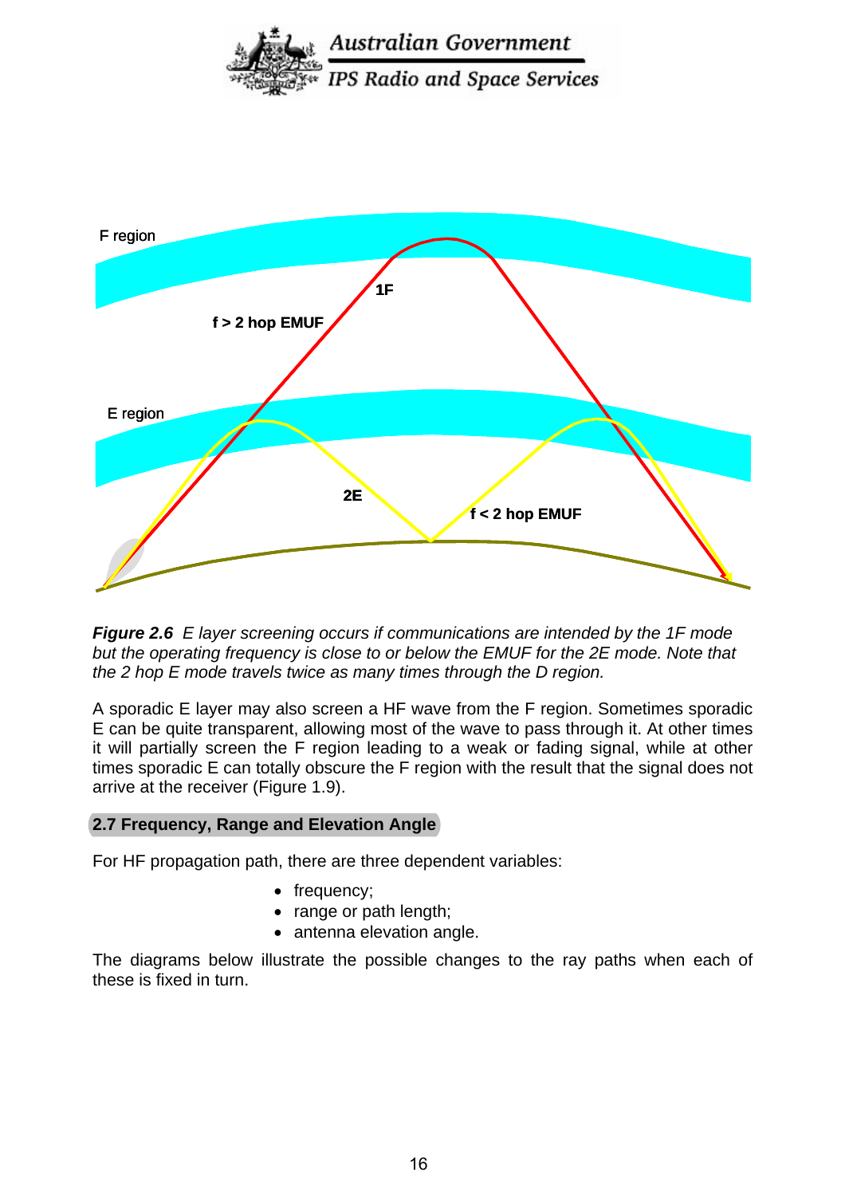***Figure 2.6*** *E layer screening occurs if communications are intended by the 1F mode but the operating frequency is close to or below the EMUF for the 2E mode. Note that the 2 hop E mode travels twice as many times through the D region.*

A sporadic E layer may also screen a HF wave from the F region. Sometimes sporadic E can be quite transparent, allowing most of the wave to pass through it. At other times it will partially screen the F region leading to a weak or fading signal, while at other times sporadic E can totally obscure the F region with the result that the signal does not arrive at the receiver (Figure 1.9).

## 2.7 Frequency, Range and Elevation Angle

For HF propagation path, there are three dependent variables:

- frequency;
- range or path length;
- antenna elevation angle.

The diagrams below illustrate the possible changes to the ray paths when each of these is fixed in turn.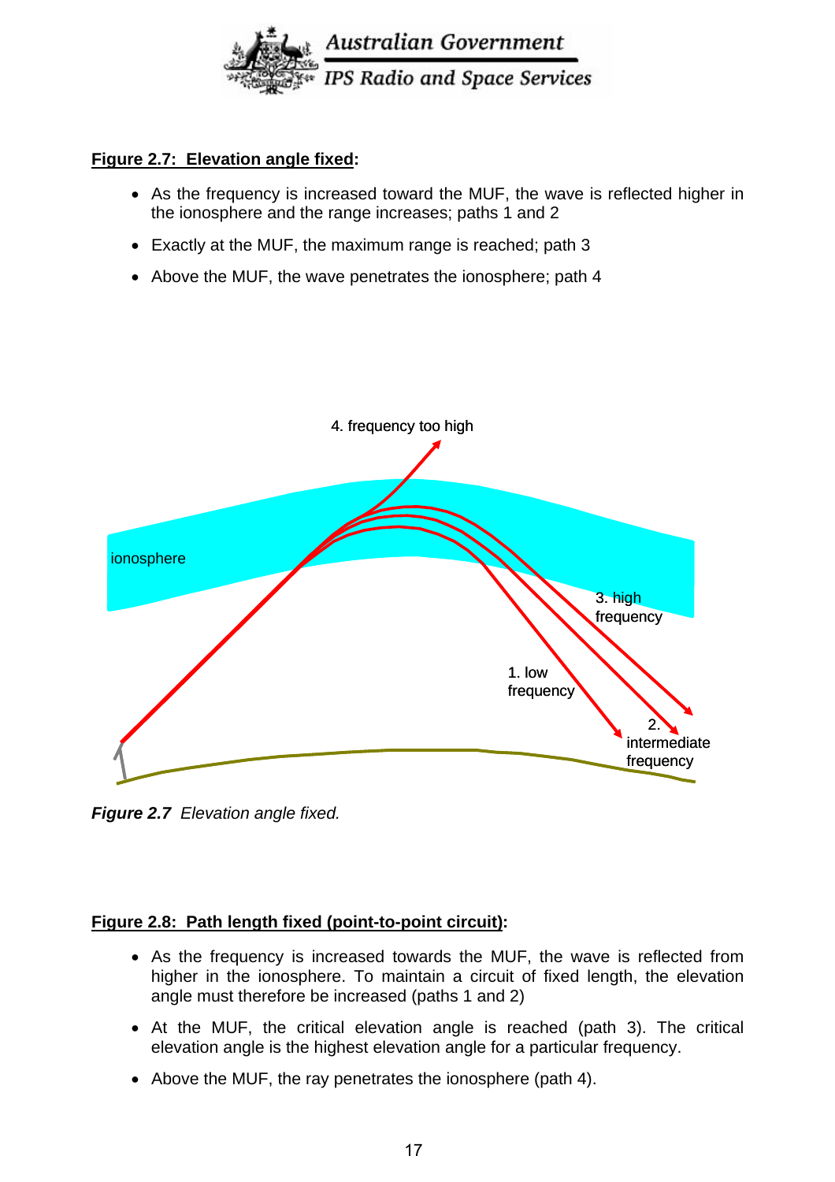**Figure 2.7: Elevation angle fixed:**

- As the frequency is increased toward the MUF, the wave is reflected higher in the ionosphere and the range increases; paths 1 and 2
- Exactly at the MUF, the maximum range is reached; path 3
- Above the MUF, the wave penetrates the ionosphere; path 4

4. frequency too high

ionosphere

3. high frequency

1. low frequency

2. intermediate frequency

***Figure 2.7*** *Elevation angle fixed.*

**Figure 2.8: Path length fixed (point-to-point circuit):**

- As the frequency is increased towards the MUF, the wave is reflected from higher in the ionosphere. To maintain a circuit of fixed length, the elevation angle must therefore be increased (paths 1 and 2)
- At the MUF, the critical elevation angle is reached (path 3). The critical elevation angle is the highest elevation angle for a particular frequency.
- Above the MUF, the ray penetrates the ionosphere (path 4).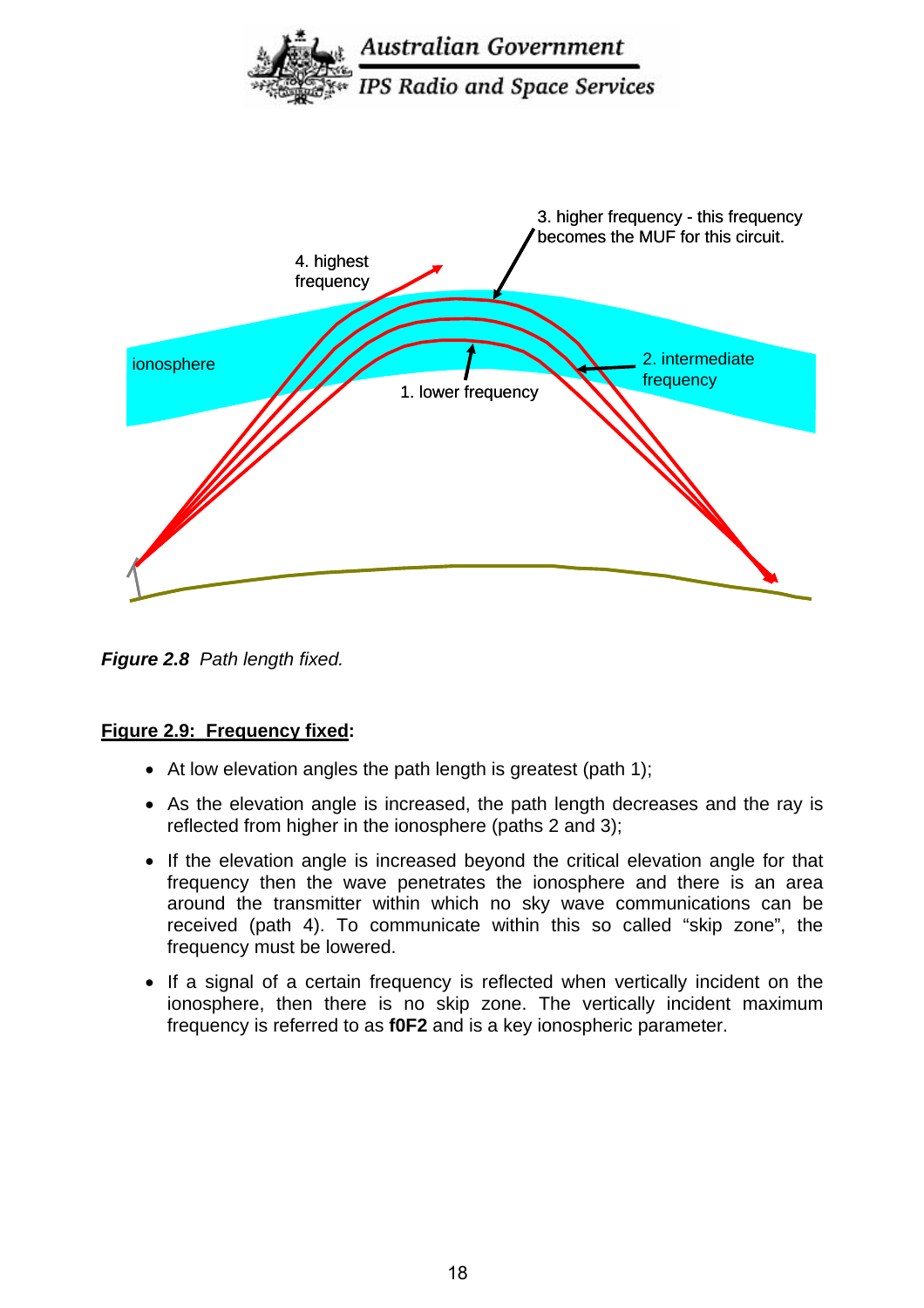*Figure 2.8 Path length fixed.*

**Figure 2.9: Frequency fixed:**

- At low elevation angles the path length is greatest (path 1);
- As the elevation angle is increased, the path length decreases and the ray is reflected from higher in the ionosphere (paths 2 and 3);
- If the elevation angle is increased beyond the critical elevation angle for that frequency then the wave penetrates the ionosphere and there is an area around the transmitter within which no sky wave communications can be received (path 4). To communicate within this so called “skip zone”, the frequency must be lowered.
- If a signal of a certain frequency is reflected when vertically incident on the ionosphere, then there is no skip zone. The vertically incident maximum frequency is referred to as **f0F2** and is a key ionospheric parameter.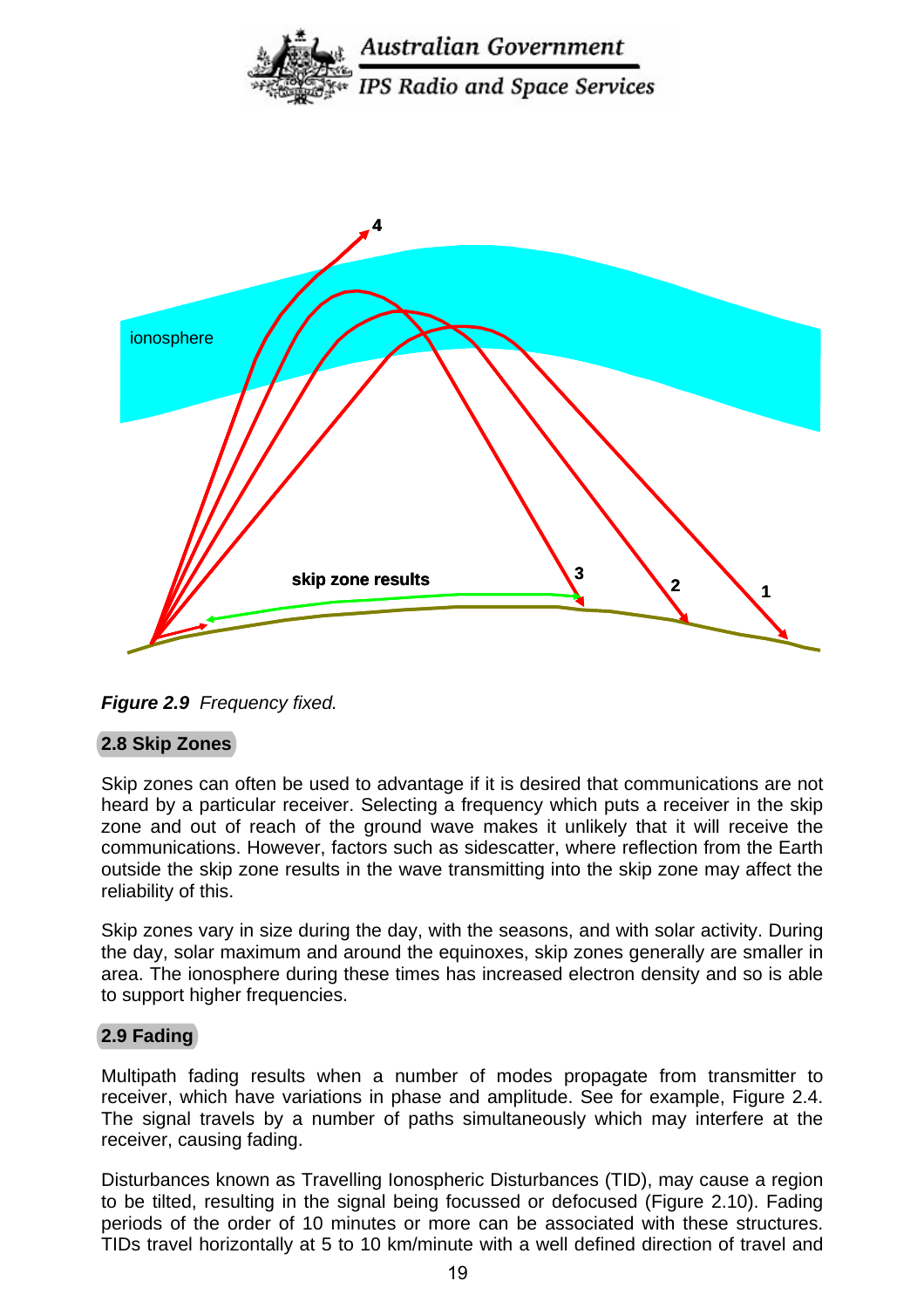*Figure 2.9 Frequency fixed.*

## 2.8 Skip Zones

Skip zones can often be used to advantage if it is desired that communications are not heard by a particular receiver. Selecting a frequency which puts a receiver in the skip zone and out of reach of the ground wave makes it unlikely that it will receive the communications. However, factors such as sidescatter, where reflection from the Earth outside the skip zone results in the wave transmitting into the skip zone may affect the reliability of this.

Skip zones vary in size during the day, with the seasons, and with solar activity. During the day, solar maximum and around the equinoxes, skip zones generally are smaller in area. The ionosphere during these times has increased electron density and so is able to support higher frequencies.

## 2.9 Fading

Multipath fading results when a number of modes propagate from transmitter to receiver, which have variations in phase and amplitude. See for example, Figure 2.4. The signal travels by a number of paths simultaneously which may interfere at the receiver, causing fading.

Disturbances known as Travelling Ionospheric Disturbances (TID), may cause a region to be tilted, resulting in the signal being focussed or defocused (Figure 2.10). Fading periods of the order of 10 minutes or more can be associated with these structures. TIDs travel horizontally at 5 to 10 km/minute with a well defined direction of travel and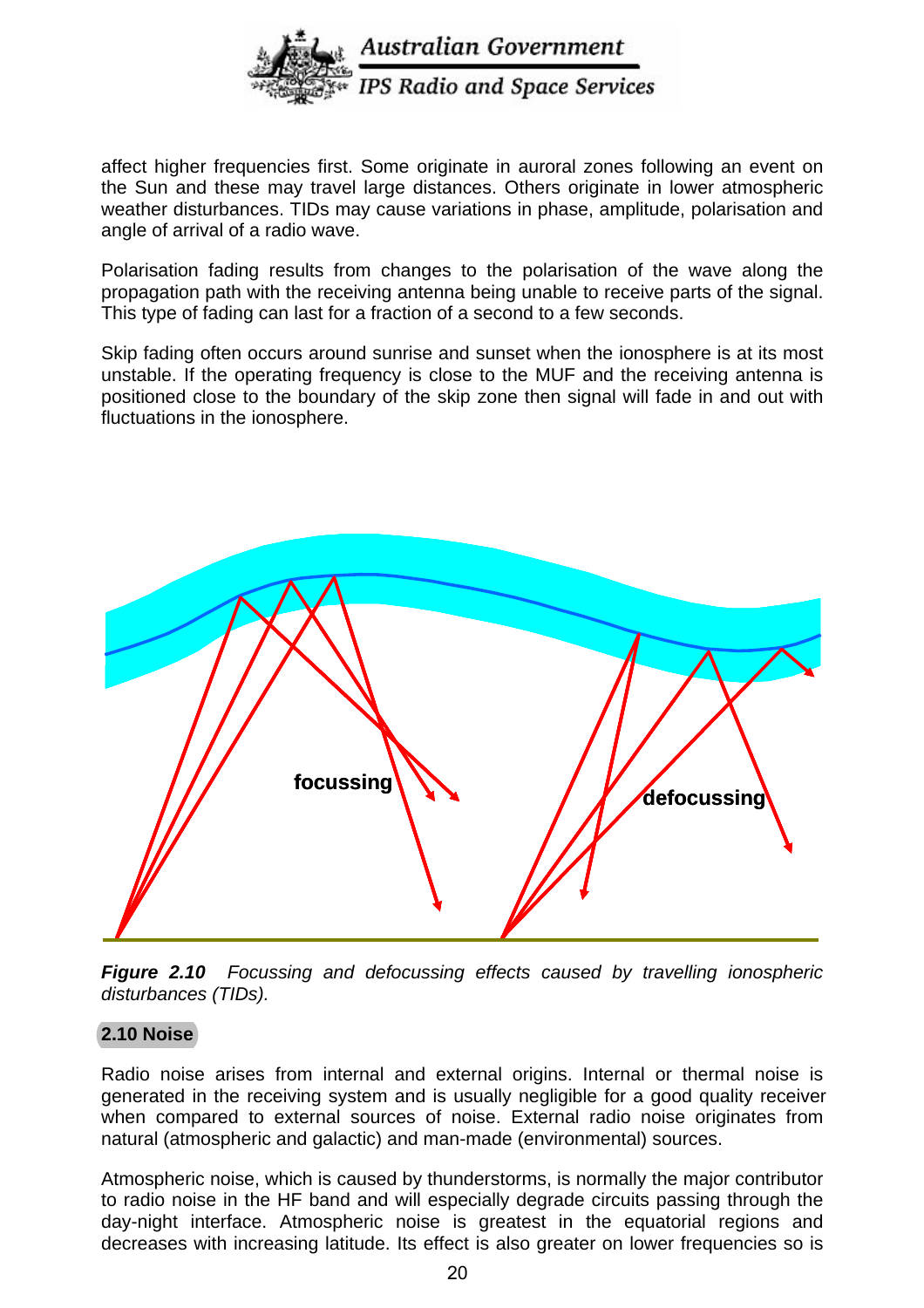affect higher frequencies first. Some originate in auroral zones following an event on the Sun and these may travel large distances. Others originate in lower atmospheric weather disturbances. TIDs may cause variations in phase, amplitude, polarisation and angle of arrival of a radio wave.

Polarisation fading results from changes to the polarisation of the wave along the propagation path with the receiving antenna being unable to receive parts of the signal. This type of fading can last for a fraction of a second to a few seconds.

Skip fading often occurs around sunrise and sunset when the ionosphere is at its most unstable. If the operating frequency is close to the MUF and the receiving antenna is positioned close to the boundary of the skip zone then signal will fade in and out with fluctuations in the ionosphere.

***Figure 2.10*** *Focussing and defocussing effects caused by travelling ionospheric disturbances (TIDs).*

## 2.10 Noise

Radio noise arises from internal and external origins. Internal or thermal noise is generated in the receiving system and is usually negligible for a good quality receiver when compared to external sources of noise. External radio noise originates from natural (atmospheric and galactic) and man-made (environmental) sources.

Atmospheric noise, which is caused by thunderstorms, is normally the major contributor to radio noise in the HF band and will especially degrade circuits passing through the day-night interface. Atmospheric noise is greatest in the equatorial regions and decreases with increasing latitude. Its effect is also greater on lower frequencies so is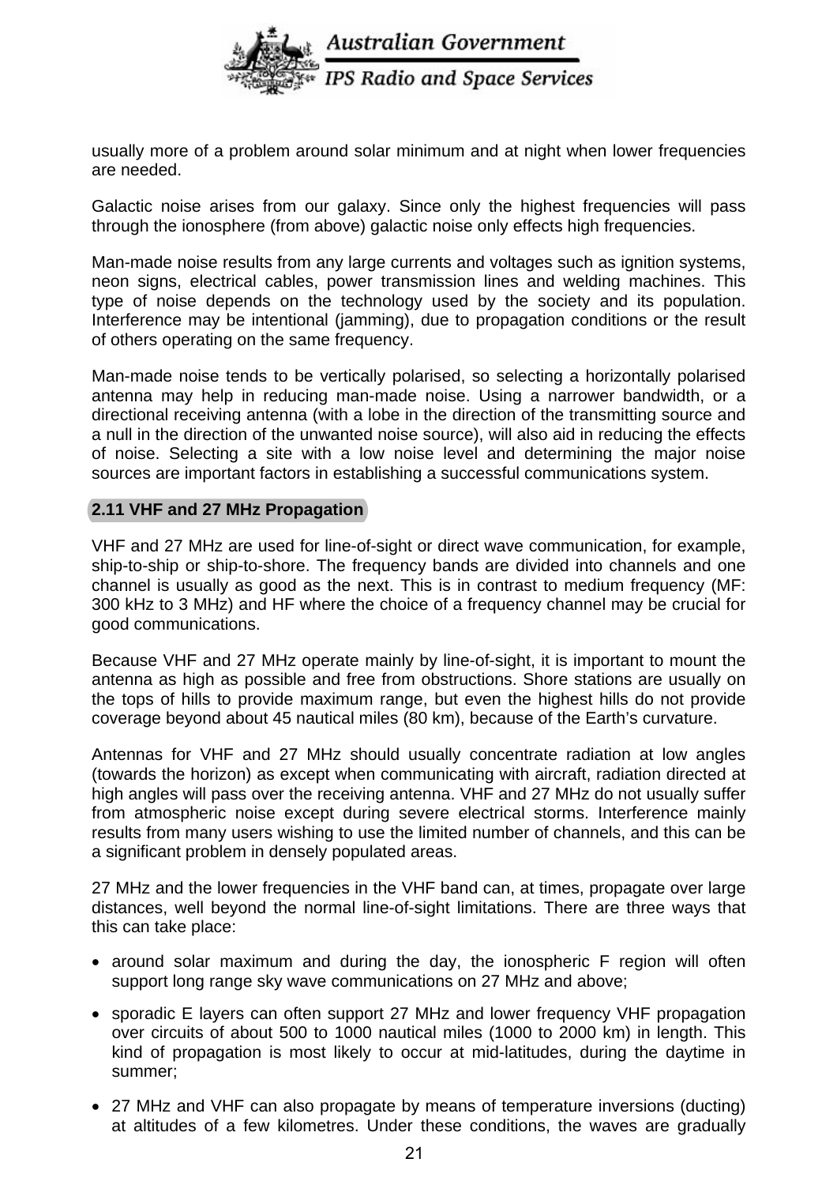usually more of a problem around solar minimum and at night when lower frequencies are needed.

Galactic noise arises from our galaxy. Since only the highest frequencies will pass through the ionosphere (from above) galactic noise only effects high frequencies.

Man-made noise results from any large currents and voltages such as ignition systems, neon signs, electrical cables, power transmission lines and welding machines. This type of noise depends on the technology used by the society and its population. Interference may be intentional (jamming), due to propagation conditions or the result of others operating on the same frequency.

Man-made noise tends to be vertically polarised, so selecting a horizontally polarised antenna may help in reducing man-made noise. Using a narrower bandwidth, or a directional receiving antenna (with a lobe in the direction of the transmitting source and a null in the direction of the unwanted noise source), will also aid in reducing the effects of noise. Selecting a site with a low noise level and determining the major noise sources are important factors in establishing a successful communications system.

## 2.11 VHF and 27 MHz Propagation

VHF and 27 MHz are used for line-of-sight or direct wave communication, for example, ship-to-ship or ship-to-shore. The frequency bands are divided into channels and one channel is usually as good as the next. This is in contrast to medium frequency (MF: 300 kHz to 3 MHz) and HF where the choice of a frequency channel may be crucial for good communications.

Because VHF and 27 MHz operate mainly by line-of-sight, it is important to mount the antenna as high as possible and free from obstructions. Shore stations are usually on the tops of hills to provide maximum range, but even the highest hills do not provide coverage beyond about 45 nautical miles (80 km), because of the Earth's curvature.

Antennas for VHF and 27 MHz should usually concentrate radiation at low angles (towards the horizon) as except when communicating with aircraft, radiation directed at high angles will pass over the receiving antenna. VHF and 27 MHz do not usually suffer from atmospheric noise except during severe electrical storms. Interference mainly results from many users wishing to use the limited number of channels, and this can be a significant problem in densely populated areas.

27 MHz and the lower frequencies in the VHF band can, at times, propagate over large distances, well beyond the normal line-of-sight limitations. There are three ways that this can take place:

- around solar maximum and during the day, the ionospheric F region will often support long range sky wave communications on 27 MHz and above;
- sporadic E layers can often support 27 MHz and lower frequency VHF propagation over circuits of about 500 to 1000 nautical miles (1000 to 2000 km) in length. This kind of propagation is most likely to occur at mid-latitudes, during the daytime in summer;
- 27 MHz and VHF can also propagate by means of temperature inversions (ducting) at altitudes of a few kilometres. Under these conditions, the waves are gradually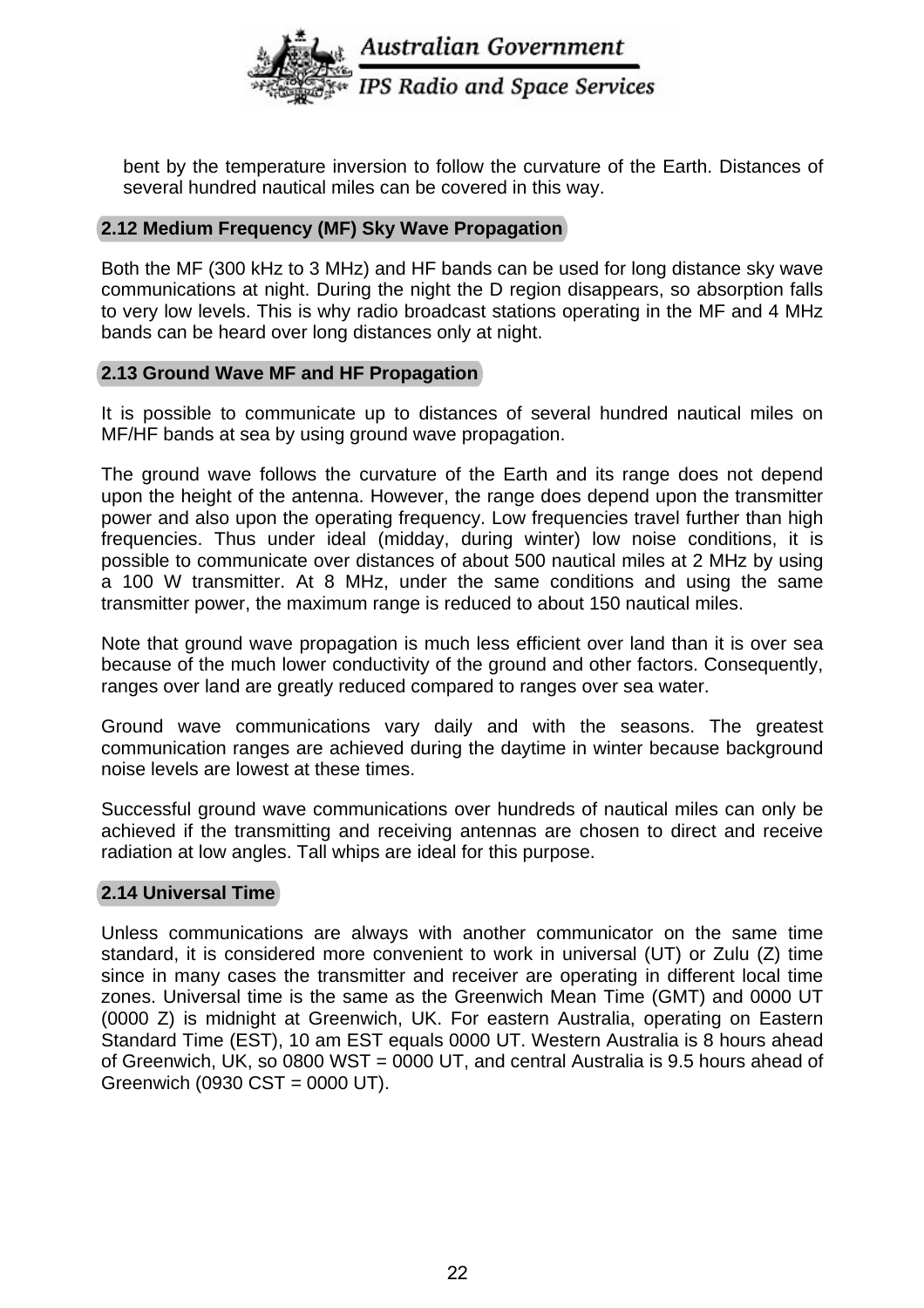bent by the temperature inversion to follow the curvature of the Earth. Distances of several hundred nautical miles can be covered in this way.

### 2.12 Medium Frequency (MF) Sky Wave Propagation

Both the MF (300 kHz to 3 MHz) and HF bands can be used for long distance sky wave communications at night. During the night the D region disappears, so absorption falls to very low levels. This is why radio broadcast stations operating in the MF and 4 MHz bands can be heard over long distances only at night.

### 2.13 Ground Wave MF and HF Propagation

It is possible to communicate up to distances of several hundred nautical miles on MF/HF bands at sea by using ground wave propagation.

The ground wave follows the curvature of the Earth and its range does not depend upon the height of the antenna. However, the range does depend upon the transmitter power and also upon the operating frequency. Low frequencies travel further than high frequencies. Thus under ideal (midday, during winter) low noise conditions, it is possible to communicate over distances of about 500 nautical miles at 2 MHz by using a 100 W transmitter. At 8 MHz, under the same conditions and using the same transmitter power, the maximum range is reduced to about 150 nautical miles.

Note that ground wave propagation is much less efficient over land than it is over sea because of the much lower conductivity of the ground and other factors. Consequently, ranges over land are greatly reduced compared to ranges over sea water.

Ground wave communications vary daily and with the seasons. The greatest communication ranges are achieved during the daytime in winter because background noise levels are lowest at these times.

Successful ground wave communications over hundreds of nautical miles can only be achieved if the transmitting and receiving antennas are chosen to direct and receive radiation at low angles. Tall whips are ideal for this purpose.

### 2.14 Universal Time

Unless communications are always with another communicator on the same time standard, it is considered more convenient to work in universal (UT) or Zulu (Z) time since in many cases the transmitter and receiver are operating in different local time zones. Universal time is the same as the Greenwich Mean Time (GMT) and 0000 UT (0000 Z) is midnight at Greenwich, UK. For eastern Australia, operating on Eastern Standard Time (EST), 10 am EST equals 0000 UT. Western Australia is 8 hours ahead of Greenwich, UK, so 0800 WST = 0000 UT, and central Australia is 9.5 hours ahead of Greenwich (0930 CST = 0000 UT).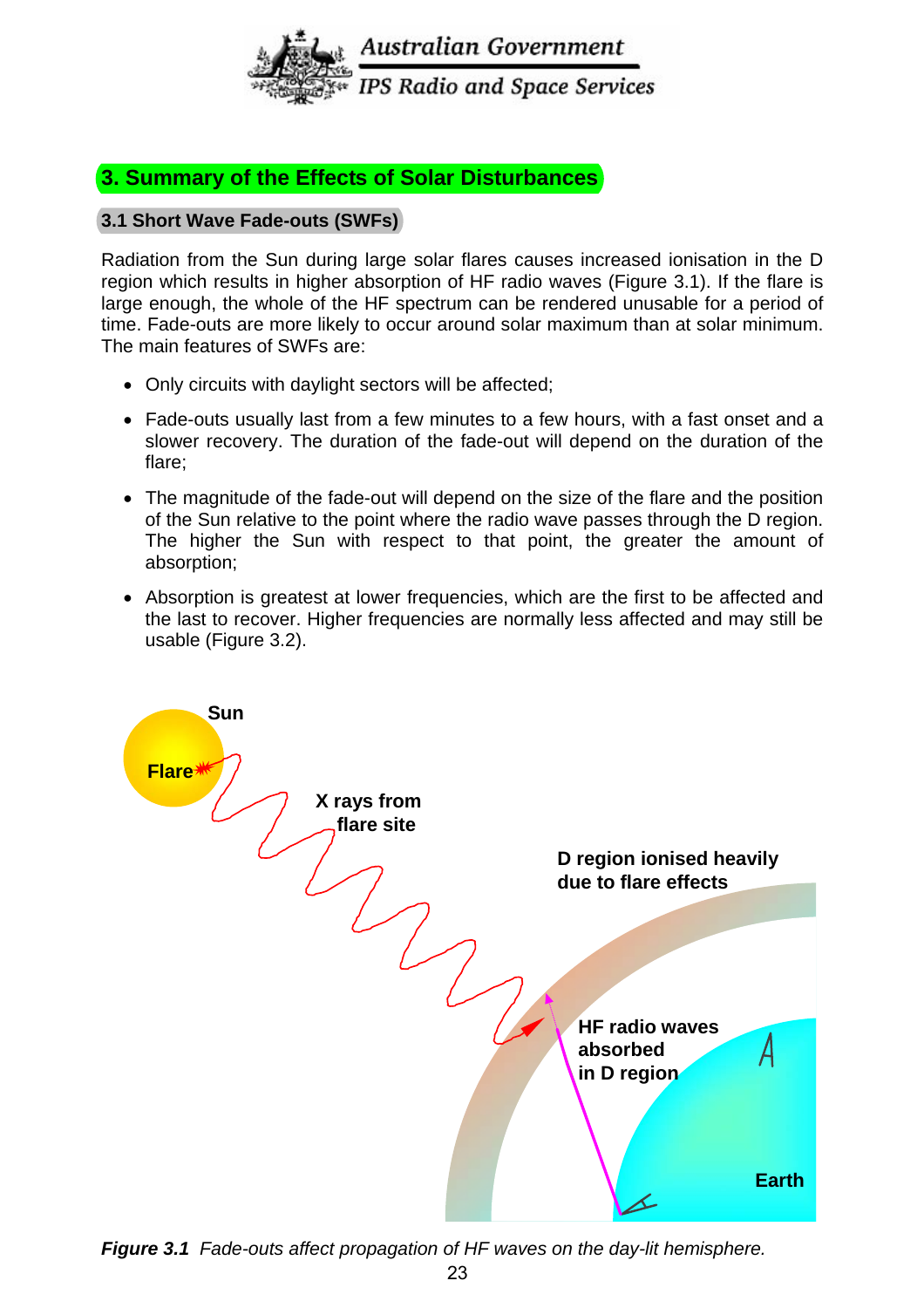## 3. Summary of the Effects of Solar Disturbances

### 3.1 Short Wave Fade-outs (SWFs)

Radiation from the Sun during large solar flares causes increased ionisation in the D region which results in higher absorption of HF radio waves (Figure 3.1). If the flare is large enough, the whole of the HF spectrum can be rendered unusable for a period of time. Fade-outs are more likely to occur around solar maximum than at solar minimum. The main features of SWFs are:

- Only circuits with daylight sectors will be affected;
- Fade-outs usually last from a few minutes to a few hours, with a fast onset and a slower recovery. The duration of the fade-out will depend on the duration of the flare;
- The magnitude of the fade-out will depend on the size of the flare and the position of the Sun relative to the point where the radio wave passes through the D region. The higher the Sun with respect to that point, the greater the amount of absorption;
- Absorption is greatest at lower frequencies, which are the first to be affected and the last to recover. Higher frequencies are normally less affected and may still be usable (Figure 3.2).

***Figure 3.1*** *Fade-outs affect propagation of HF waves on the day-lit hemisphere.*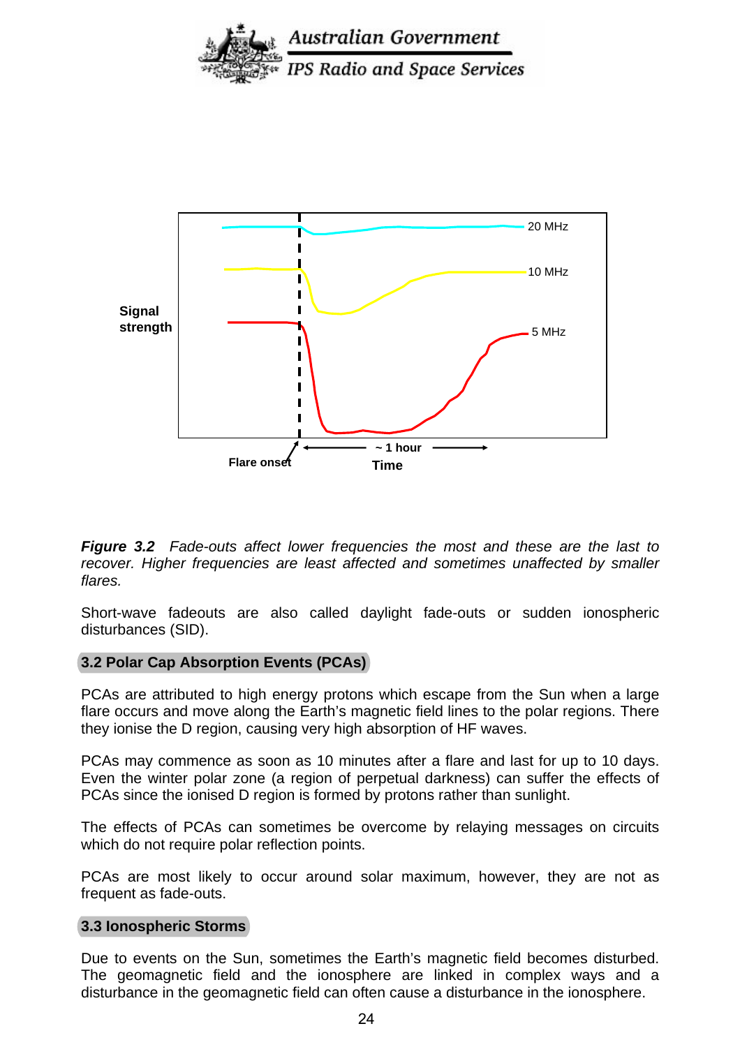*__Figure 3.2__ Fade-outs affect lower frequencies the most and these are the last to recover. Higher frequencies are least affected and sometimes unaffected by smaller flares.*

Short-wave fadeouts are also called daylight fade-outs or sudden ionospheric disturbances (SID).

## 3.2 Polar Cap Absorption Events (PCAs)

PCAs are attributed to high energy protons which escape from the Sun when a large flare occurs and move along the Earth's magnetic field lines to the polar regions. There they ionise the D region, causing very high absorption of HF waves.

PCAs may commence as soon as 10 minutes after a flare and last for up to 10 days. Even the winter polar zone (a region of perpetual darkness) can suffer the effects of PCAs since the ionised D region is formed by protons rather than sunlight.

The effects of PCAs can sometimes be overcome by relaying messages on circuits which do not require polar reflection points.

PCAs are most likely to occur around solar maximum, however, they are not as frequent as fade-outs.

## 3.3 Ionospheric Storms

Due to events on the Sun, sometimes the Earth's magnetic field becomes disturbed. The geomagnetic field and the ionosphere are linked in complex ways and a disturbance in the geomagnetic field can often cause a disturbance in the ionosphere.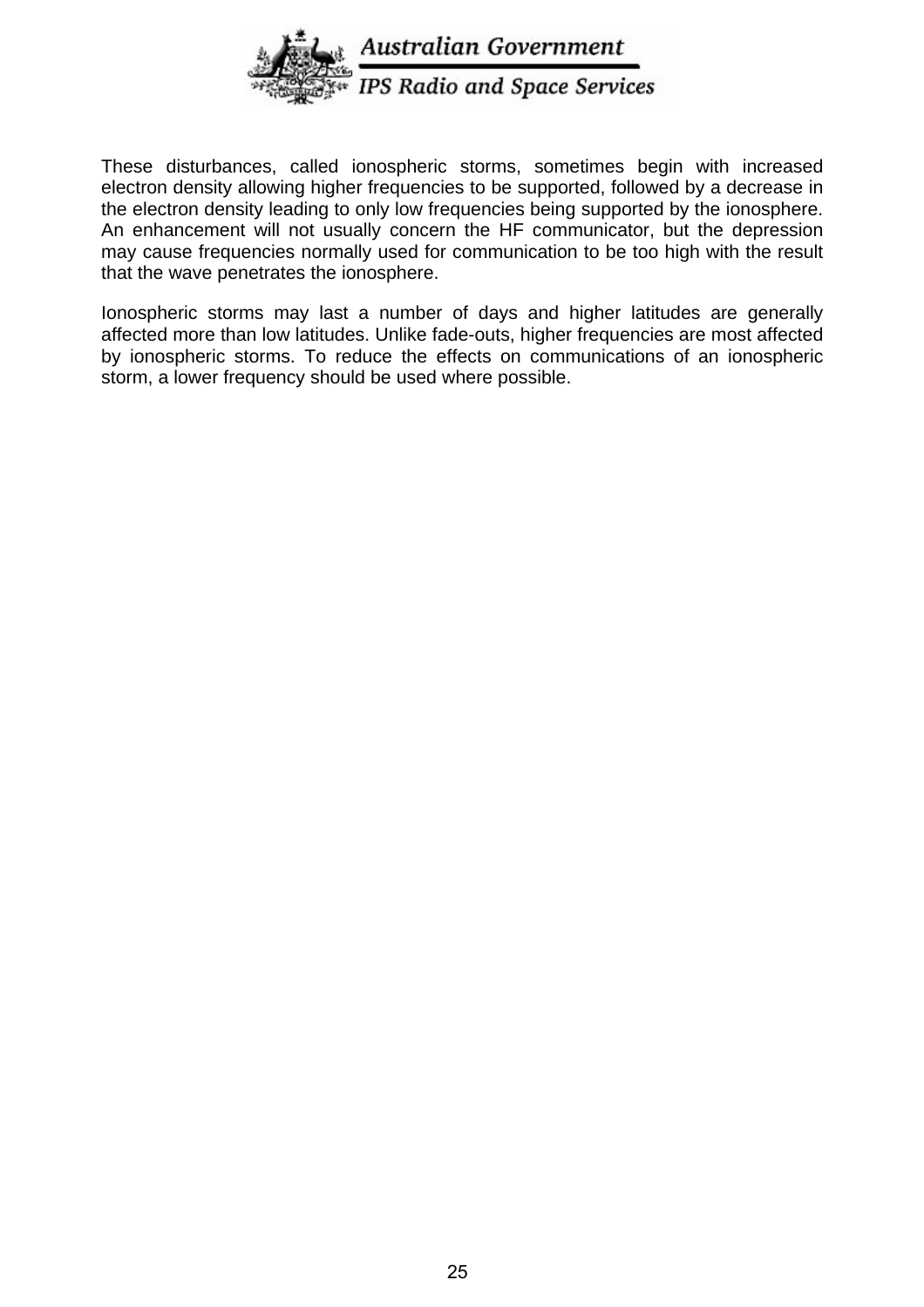These disturbances, called ionospheric storms, sometimes begin with increased electron density allowing higher frequencies to be supported, followed by a decrease in the electron density leading to only low frequencies being supported by the ionosphere. An enhancement will not usually concern the HF communicator, but the depression may cause frequencies normally used for communication to be too high with the result that the wave penetrates the ionosphere.

Ionospheric storms may last a number of days and higher latitudes are generally affected more than low latitudes. Unlike fade-outs, higher frequencies are most affected by ionospheric storms. To reduce the effects on communications of an ionospheric storm, a lower frequency should be used where possible.